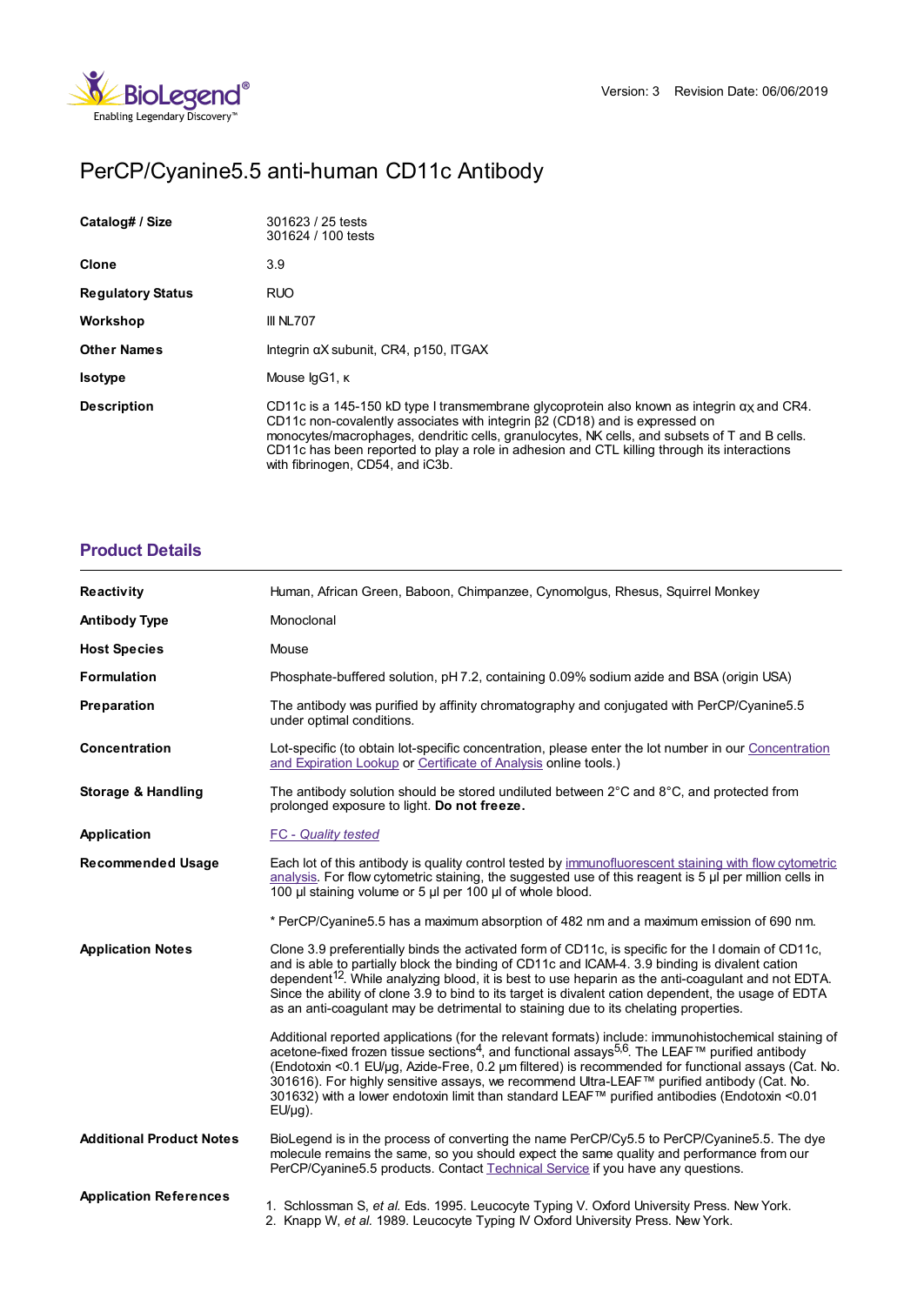Version: 3 Revision Date: 06/06/2019

# PerCP/Cyanine5.5 anti-human CD11c Antibody

| | |
|---|---|
| **Catalog# / Size** | 301623 / 25 tests<br>301624 / 100 tests |
| **Clone** | 3.9 |
| **Regulatory Status** | RUO |
| **Workshop** | III NL707 |
| **Other Names** | Integrin αX subunit, CR4, p150, ITGAX |
| **Isotype** | Mouse IgG1, κ |
| **Description** | CD11c is a 145-150 kD type I transmembrane glycoprotein also known as integrin $\alpha_X$ and CR4. CD11c non-covalently associates with integrin β2 (CD18) and is expressed on monocytes/macrophages, dendritic cells, granulocytes, NK cells, and subsets of T and B cells. CD11c has been reported to play a role in adhesion and CTL killing through its interactions with fibrinogen, CD54, and iC3b. |

## Product Details

| | |
|---|---|
| **Reactivity** | Human, African Green, Baboon, Chimpanzee, Cynomolgus, Rhesus, Squirrel Monkey |
| **Antibody Type** | Monoclonal |
| **Host Species** | Mouse |
| **Formulation** | Phosphate-buffered solution, pH 7.2, containing 0.09% sodium azide and BSA (origin USA) |
| **Preparation** | The antibody was purified by affinity chromatography and conjugated with PerCP/Cyanine5.5 under optimal conditions. |
| **Concentration** | Lot-specific (to obtain lot-specific concentration, please enter the lot number in our Concentration and Expiration Lookup or Certificate of Analysis online tools.) |
| **Storage & Handling** | The antibody solution should be stored undiluted between 2°C and 8°C, and protected from prolonged exposure to light. **Do not freeze.** |
| **Application** | *FC - Quality tested* |
| **Recommended Usage** | Each lot of this antibody is quality control tested by immunofluorescent staining with flow cytometric analysis. For flow cytometric staining, the suggested use of this reagent is 5 µl per million cells in 100 µl staining volume or 5 µl per 100 µl of whole blood.<br><br>* PerCP/Cyanine5.5 has a maximum absorption of 482 nm and a maximum emission of 690 nm. |
| **Application Notes** | Clone 3.9 preferentially binds the activated form of CD11c, is specific for the I domain of CD11c, and is able to partially block the binding of CD11c and ICAM-4. 3.9 binding is divalent cation dependent[12]. While analyzing blood, it is best to use heparin as the anti-coagulant and not EDTA. Since the ability of clone 3.9 to bind to its target is divalent cation dependent, the usage of EDTA as an anti-coagulant may be detrimental to staining due to its chelating properties.<br><br>Additional reported applications (for the relevant formats) include: immunohistochemical staining of acetone-fixed frozen tissue sections[4], and functional assays[5,6]. The LEAF™ purified antibody (Endotoxin <0.1 EU/µg, Azide-Free, 0.2 µm filtered) is recommended for functional assays (Cat. No. 301616). For highly sensitive assays, we recommend Ultra-LEAF™ purified antibody (Cat. No. 301632) with a lower endotoxin limit than standard LEAF™ purified antibodies (Endotoxin <0.01 EU/µg). |
| **Additional Product Notes** | BioLegend is in the process of converting the name PerCP/Cy5.5 to PerCP/Cyanine5.5. The dye molecule remains the same, so you should expect the same quality and performance from our PerCP/Cyanine5.5 products. Contact Technical Service if you have any questions. |
| **Application References** | 1. Schlossman S, *et al.* Eds. 1995. Leucocyte Typing V. Oxford University Press. New York.<br>2. Knapp W, *et al.* 1989. Leucocyte Typing IV Oxford University Press. New York. |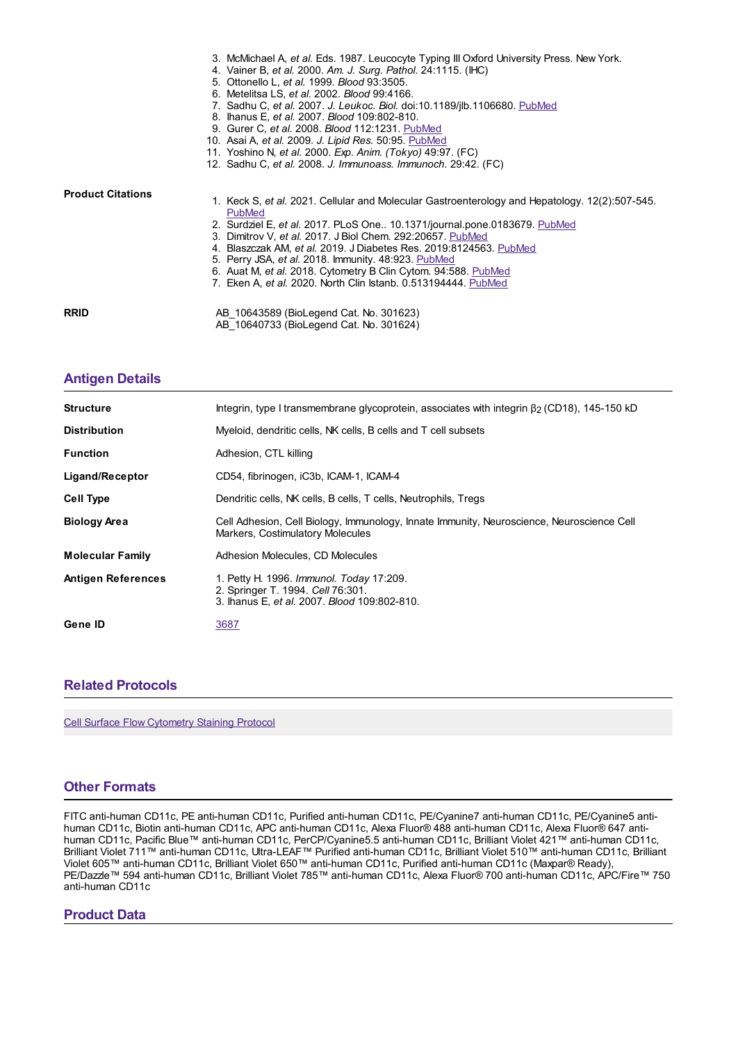3. McMichael A, *et al.* Eds. 1987. Leucocyte Typing III Oxford University Press. New York.
4. Vainer B, *et al.* 2000. *Am. J. Surg. Pathol.* 24:1115. (IHC)
5. Ottonello L, *et al.* 1999. *Blood* 93:3505.
6. Metelitsa LS, *et al.* 2002. *Blood* 99:4166.
7. Sadhu C, *et al.* 2007. *J. Leukoc. Biol.* doi:10.1189/jlb.1106680. PubMed
8. Ihanus E, *et al.* 2007. *Blood* 109:802-810.
9. Gurer C, *et al.* 2008. *Blood* 112:1231. PubMed
10. Asai A, *et al.* 2009. *J. Lipid Res.* 50:95. PubMed
11. Yoshino N, *et al.* 2000. *Exp. Anim. (Tokyo)* 49:97. (FC)
12. Sadhu C, *et al.* 2008. *J. Immunoass. Immunoch.* 29:42. (FC)

**Product Citations**

1. Keck S, *et al.* 2021. Cellular and Molecular Gastroenterology and Hepatology. 12(2):507-545. PubMed
2. Surdziel E, *et al.* 2017. PLoS One.. 10.1371/journal.pone.0183679. PubMed
3. Dimitrov V, *et al.* 2017. J Biol Chem. 292:20657. PubMed
4. Blaszczak AM, *et al.* 2019. J Diabetes Res. 2019:8124563. PubMed
5. Perry JSA, *et al.* 2018. Immunity. 48:923. PubMed
6. Auat M, *et al.* 2018. Cytometry B Clin Cytom. 94:588. PubMed
7. Eken A, *et al.* 2020. North Clin Istanb. 0.513194444. PubMed

**RRID**

AB_10643589 (BioLegend Cat. No. 301623)
AB_10640733 (BioLegend Cat. No. 301624)

## Antigen Details

**Structure**: Integrin, type I transmembrane glycoprotein, associates with integrin $\beta_2$ (CD18), 145-150 kD

**Distribution**: Myeloid, dendritic cells, NK cells, B cells and T cell subsets

**Function**: Adhesion, CTL killing

**Ligand/Receptor**: CD54, fibrinogen, iC3b, ICAM-1, ICAM-4

**Cell Type**: Dendritic cells, NK cells, B cells, T cells, Neutrophils, Tregs

**Biology Area**: Cell Adhesion, Cell Biology, Immunology, Innate Immunity, Neuroscience, Neuroscience Cell Markers, Costimulatory Molecules

**Molecular Family**: Adhesion Molecules, CD Molecules

**Antigen References**:
1. Petty H. 1996. *Immunol. Today* 17:209.
2. Springer T. 1994. *Cell* 76:301.
3. Ihanus E, *et al.* 2007. *Blood* 109:802-810.

**Gene ID**: 3687

## Related Protocols

Cell Surface Flow Cytometry Staining Protocol

## Other Formats

FITC anti-human CD11c, PE anti-human CD11c, Purified anti-human CD11c, PE/Cyanine7 anti-human CD11c, PE/Cyanine5 anti-human CD11c, Biotin anti-human CD11c, APC anti-human CD11c, Alexa Fluor® 488 anti-human CD11c, Alexa Fluor® 647 anti-human CD11c, Pacific Blue™ anti-human CD11c, PerCP/Cyanine5.5 anti-human CD11c, Brilliant Violet 421™ anti-human CD11c, Brilliant Violet 711™ anti-human CD11c, Ultra-LEAF™ Purified anti-human CD11c, Brilliant Violet 510™ anti-human CD11c, Brilliant Violet 605™ anti-human CD11c, Brilliant Violet 650™ anti-human CD11c, Purified anti-human CD11c (Maxpar® Ready), PE/Dazzle™ 594 anti-human CD11c, Brilliant Violet 785™ anti-human CD11c, Alexa Fluor® 700 anti-human CD11c, APC/Fire™ 750 anti-human CD11c

## Product Data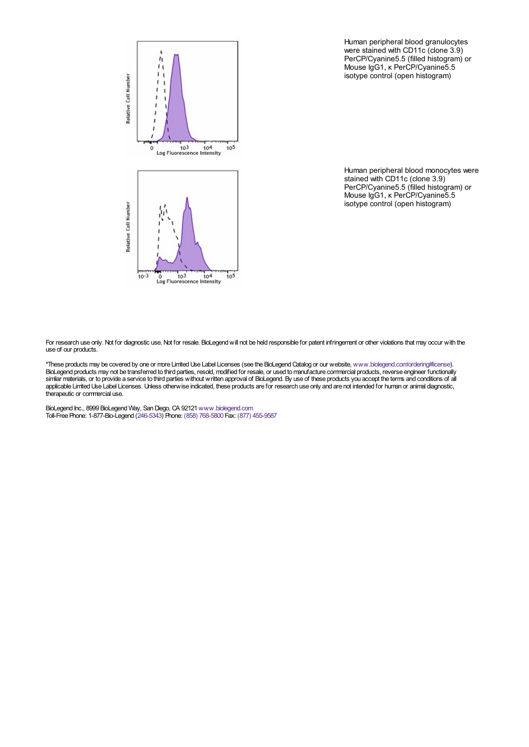Relative Cell Number

0 10^3 10^4 10^5

Log Fluorescence Intensity

Human peripheral blood granulocytes were stained with CD11c (clone 3.9) PerCP/Cyanine5.5 (filled histogram) or Mouse IgG1, κ PerCP/Cyanine5.5 isotype control (open histogram)

Relative Cell Number

10^-3 0 10^3 10^4 10^5

Log Fluorescence Intensity

Human peripheral blood monocytes were stained with CD11c (clone 3.9) PerCP/Cyanine5.5 (filled histogram) or Mouse IgG1, κ PerCP/Cyanine5.5 isotype control (open histogram)

For research use only. Not for diagnostic use. Not for resale. BioLegend will not be held responsible for patent infringement or other violations that may occur with the use of our products.

*These products may be covered by one or more Limited Use Label Licenses (see the BioLegend Catalog or our website, www.biolegend.com/ordering#license). BioLegend products may not be transferred to third parties, resold, modified for resale, or used to manufacture commercial products, reverse engineer functionally similar materials, or to provide a service to third parties without written approval of BioLegend. By use of these products you accept the terms and conditions of all applicable Limited Use Label Licenses. Unless otherwise indicated, these products are for research use only and are not intended for human or animal diagnostic, therapeutic or commercial use.

BioLegend Inc., 8999 BioLegend Way, San Diego, CA 92121 www.biolegend.com
Toll-Free Phone: 1-877-Bio-Legend (246-5343) Phone: (858) 768-5800 Fax: (877) 455-9587